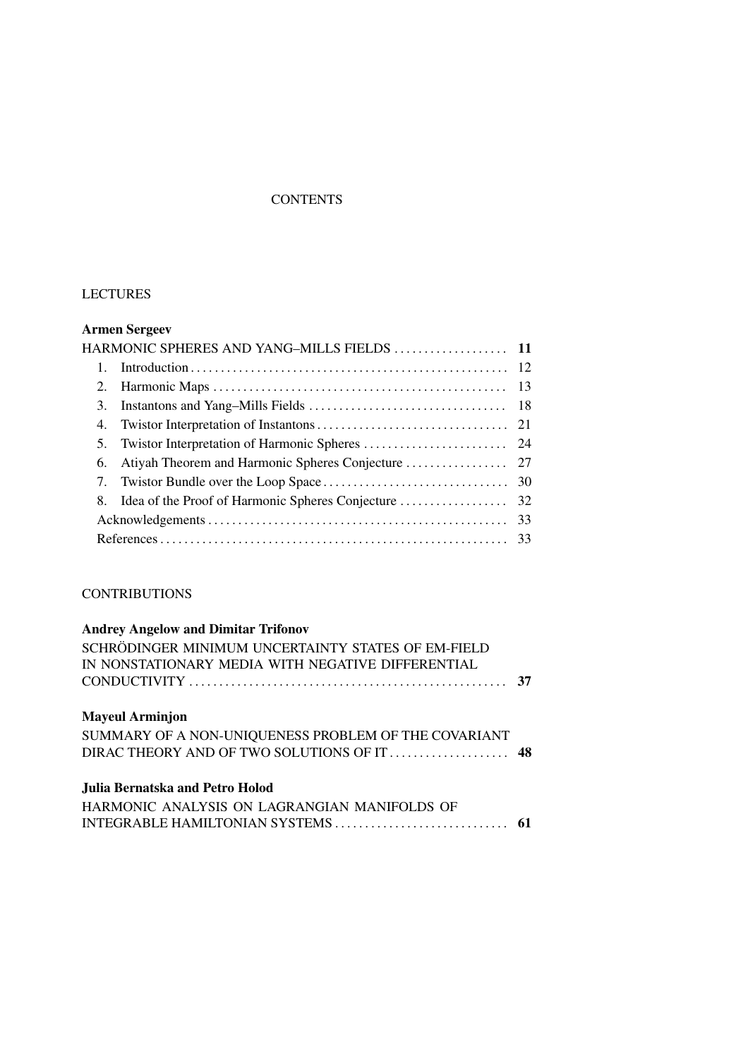# CONTENTS

## LECTURES

**Armen Sergeev**

HARMONIC SPHERES AND YANG–MILLS FIELDS .................. **11**

1. Introduction .................. 12
2. Harmonic Maps .................. 13
3. Instantons and Yang–Mills Fields .................. 18
4. Twistor Interpretation of Instantons .................. 21
5. Twistor Interpretation of Harmonic Spheres .................. 24
6. Atiyah Theorem and Harmonic Spheres Conjecture .................. 27
7. Twistor Bundle over the Loop Space .................. 30
8. Idea of the Proof of Harmonic Spheres Conjecture .................. 32

Acknowledgements .................. 33

References .................. 33

## CONTRIBUTIONS

**Andrey Angelow and Dimitar Trifonov**

SCHRÖDINGER MINIMUM UNCERTAINTY STATES OF EM-FIELD IN NONSTATIONARY MEDIA WITH NEGATIVE DIFFERENTIAL CONDUCTIVITY .................. **37**

**Mayeul Arminjon**

SUMMARY OF A NON-UNIQUENESS PROBLEM OF THE COVARIANT DIRAC THEORY AND OF TWO SOLUTIONS OF IT .................. **48**

**Julia Bernatska and Petro Holod**

HARMONIC ANALYSIS ON LAGRANGIAN MANIFOLDS OF INTEGRABLE HAMILTONIAN SYSTEMS .................. **61**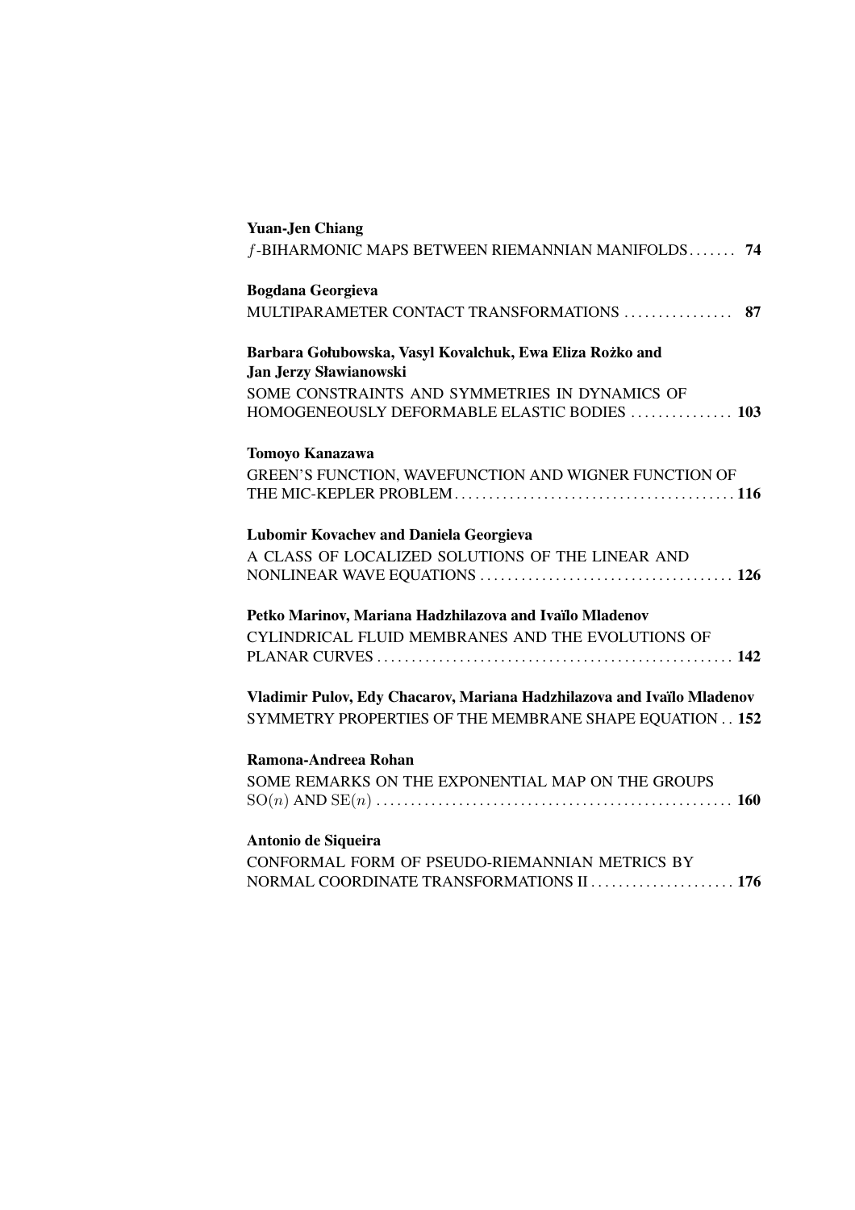**Yuan-Jen Chiang**

$f$-BIHARMONIC MAPS BETWEEN RIEMANNIAN MANIFOLDS . . . . . . . **74**

**Bogdana Georgieva**

MULTIPARAMETER CONTACT TRANSFORMATIONS . . . . . . . . . . . . . . . . **87**

**Barbara Gołubowska, Vasyl Kovalchuk, Ewa Eliza Rożko and Jan Jerzy Sławianowski**

SOME CONSTRAINTS AND SYMMETRIES IN DYNAMICS OF HOMOGENEOUSLY DEFORMABLE ELASTIC BODIES . . . . . . . . . . . . . . . **103**

**Tomoyo Kanazawa**

GREEN'S FUNCTION, WAVEFUNCTION AND WIGNER FUNCTION OF THE MIC-KEPLER PROBLEM . . . . . . . . . . . . . . . . . . . . . . . . . . . . . . . . . . . . . . . . . **116**

**Lubomir Kovachev and Daniela Georgieva**

A CLASS OF LOCALIZED SOLUTIONS OF THE LINEAR AND NONLINEAR WAVE EQUATIONS . . . . . . . . . . . . . . . . . . . . . . . . . . . . . . . . . . . . . **126**

**Petko Marinov, Mariana Hadzhilazova and Ivaïlo Mladenov**

CYLINDRICAL FLUID MEMBRANES AND THE EVOLUTIONS OF PLANAR CURVES . . . . . . . . . . . . . . . . . . . . . . . . . . . . . . . . . . . . . . . . . . . . . . . . . . . **142**

**Vladimir Pulov, Edy Chacarov, Mariana Hadzhilazova and Ivaïlo Mladenov**

SYMMETRY PROPERTIES OF THE MEMBRANE SHAPE EQUATION . . **152**

**Ramona-Andreea Rohan**

SOME REMARKS ON THE EXPONENTIAL MAP ON THE GROUPS $\mathrm{SO}(n)$ AND $\mathrm{SE}(n)$ . . . . . . . . . . . . . . . . . . . . . . . . . . . . . . . . . . . . . . . . . . . . . . . . . . . **160**

**Antonio de Siqueira**

CONFORMAL FORM OF PSEUDO-RIEMANNIAN METRICS BY NORMAL COORDINATE TRANSFORMATIONS II . . . . . . . . . . . . . . . . . . . . . **176**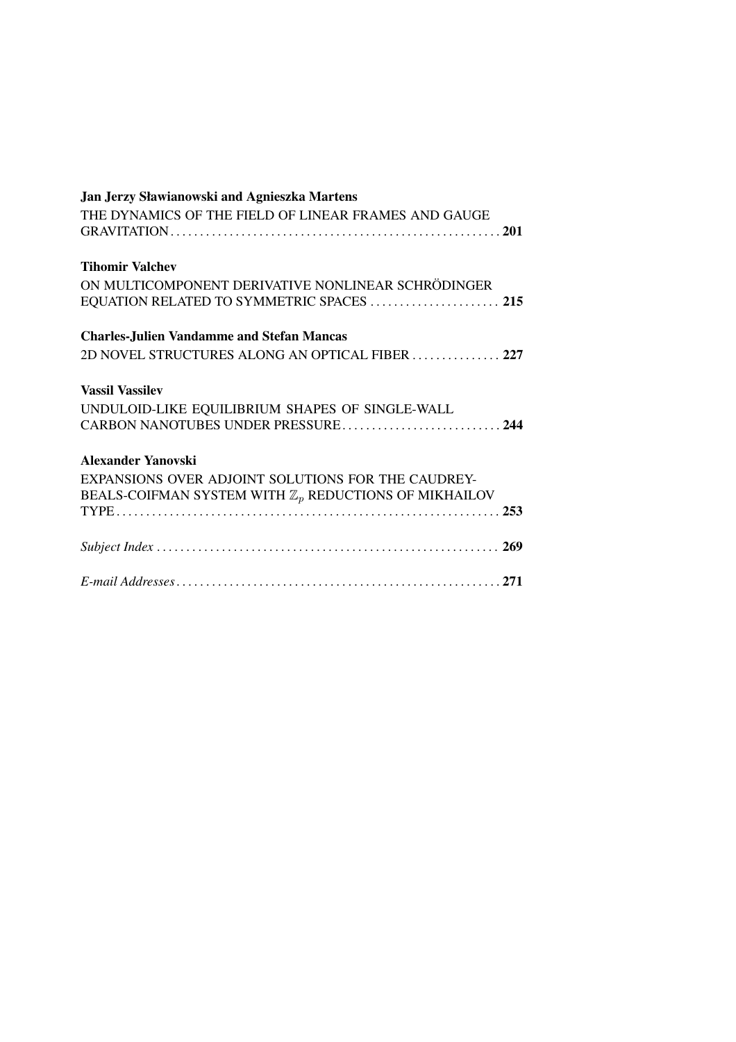**Jan Jerzy Sławianowski and Agnieszka Martens**

THE DYNAMICS OF THE FIELD OF LINEAR FRAMES AND GAUGE GRAVITATION . . . . . . . . . . . . . . . . . . . . . . . . . . . . . . . . . . . . . . . . . . . . . . . . . . . . . . . **201**

**Tihomir Valchev**

ON MULTICOMPONENT DERIVATIVE NONLINEAR SCHRÖDINGER EQUATION RELATED TO SYMMETRIC SPACES . . . . . . . . . . . . . . . . . . . . . . **215**

**Charles-Julien Vandamme and Stefan Mancas**

2D NOVEL STRUCTURES ALONG AN OPTICAL FIBER . . . . . . . . . . . . . . . **227**

**Vassil Vassilev**

UNDULOID-LIKE EQUILIBRIUM SHAPES OF SINGLE-WALL CARBON NANOTUBES UNDER PRESSURE . . . . . . . . . . . . . . . . . . . . . . . . . . . **244**

**Alexander Yanovski**

EXPANSIONS OVER ADJOINT SOLUTIONS FOR THE CAUDREY-BEALS-COIFMAN SYSTEM WITH $\mathbb{Z}_p$ REDUCTIONS OF MIKHAILOV TYPE . . . . . . . . . . . . . . . . . . . . . . . . . . . . . . . . . . . . . . . . . . . . . . . . . . . . . . . . . . . . . . . . **253**

*Subject Index* . . . . . . . . . . . . . . . . . . . . . . . . . . . . . . . . . . . . . . . . . . . . . . . . . . . . . . . . . **269**

*E-mail Addresses* . . . . . . . . . . . . . . . . . . . . . . . . . . . . . . . . . . . . . . . . . . . . . . . . . . . . . . **271**